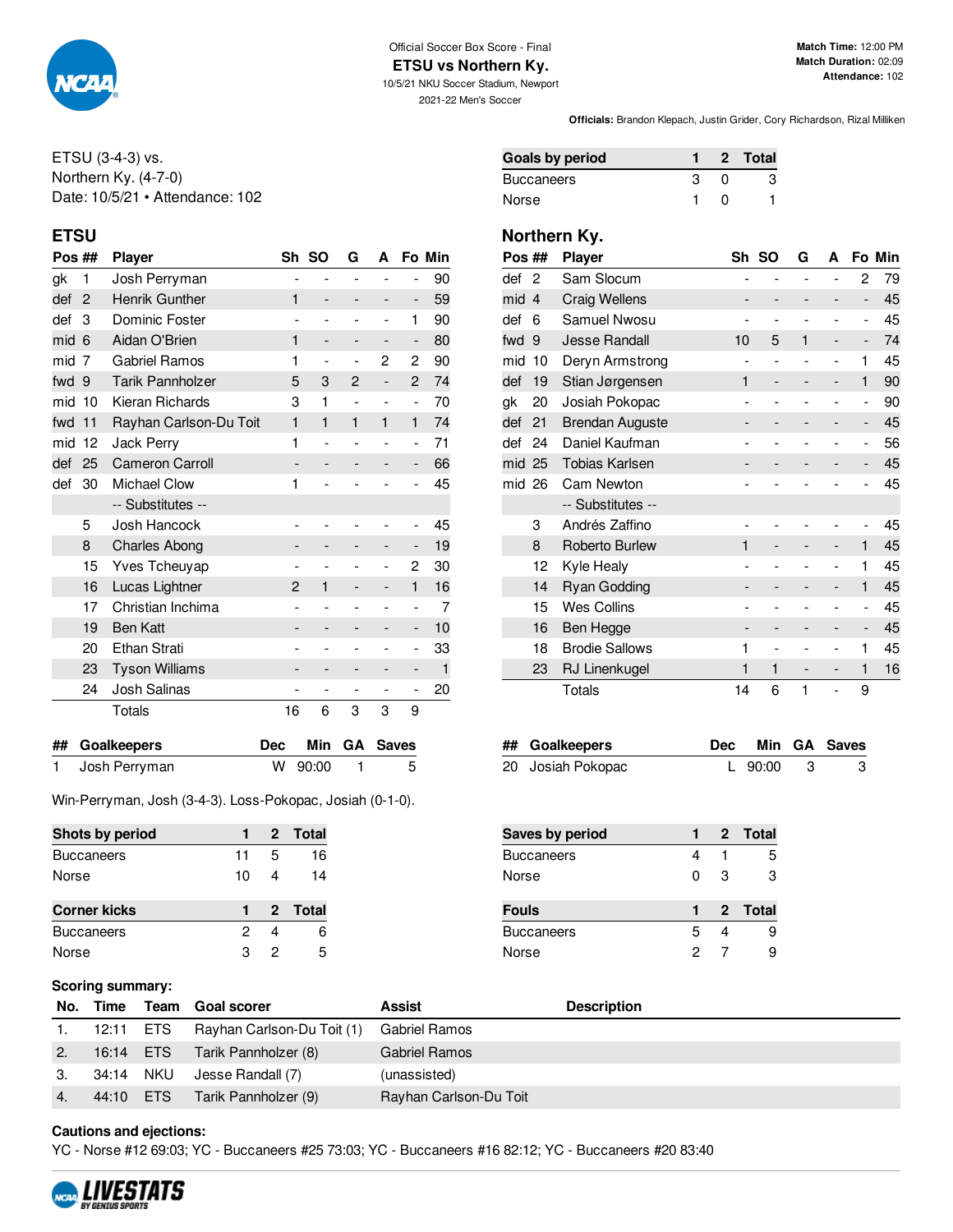Official Soccer Box Score - Final

# ETSU vs Northern Ky.

10/5/21 NKU Soccer Stadium, Newport

2021-22 Men's Soccer

**Match Time:** 12:00 PM
**Match Duration:** 02:09
**Attendance:** 102

**Officials:** Brandon Klepach, Justin Grider, Cory Richardson, Rizal Milliken

ETSU (3-4-3) vs.
Northern Ky. (4-7-0)
Date: 10/5/21 • Attendance: 102

| Goals by period | 1 | 2 | Total |
|---|---|---|---|
| Buccaneers | 3 | 0 | 3 |
| Norse | 1 | 0 | 1 |

## ETSU

| Pos | ## | Player | Sh | SO | G | A | Fo | Min |
|---|---|---|---|---|---|---|---|---|
| gk | 1 | Josh Perryman | - | - | - | - | - | 90 |
| def | 2 | Henrik Gunther | 1 | - | - | - | - | 59 |
| def | 3 | Dominic Foster | - | - | - | - | 1 | 90 |
| mid | 6 | Aidan O'Brien | 1 | - | - | - | - | 80 |
| mid | 7 | Gabriel Ramos | 1 | - | - | 2 | 2 | 90 |
| fwd | 9 | Tarik Pannholzer | 5 | 3 | 2 | - | 2 | 74 |
| mid | 10 | Kieran Richards | 3 | 1 | - | - | - | 70 |
| fwd | 11 | Rayhan Carlson-Du Toit | 1 | 1 | 1 | 1 | 1 | 74 |
| mid | 12 | Jack Perry | 1 | - | - | - | - | 71 |
| def | 25 | Cameron Carroll | - | - | - | - | - | 66 |
| def | 30 | Michael Clow | 1 | - | - | - | - | 45 |
| | | -- Substitutes -- | | | | | | |
| | 5 | Josh Hancock | - | - | - | - | - | 45 |
| | 8 | Charles Abong | - | - | - | - | - | 19 |
| | 15 | Yves Tcheuyap | - | - | - | - | 2 | 30 |
| | 16 | Lucas Lightner | 2 | 1 | - | - | 1 | 16 |
| | 17 | Christian Inchima | - | - | - | - | - | 7 |
| | 19 | Ben Katt | - | - | - | - | - | 10 |
| | 20 | Ethan Strati | - | - | - | - | - | 33 |
| | 23 | Tyson Williams | - | - | - | - | - | 1 |
| | 24 | Josh Salinas | - | - | - | - | - | 20 |
| | | Totals | 16 | 6 | 3 | 3 | 9 | |

## Northern Ky.

| Pos | ## | Player | Sh | SO | G | A | Fo | Min |
|---|---|---|---|---|---|---|---|---|
| def | 2 | Sam Slocum | - | - | - | - | 2 | 79 |
| mid | 4 | Craig Wellens | - | - | - | - | - | 45 |
| def | 6 | Samuel Nwosu | - | - | - | - | - | 45 |
| fwd | 9 | Jesse Randall | 10 | 5 | 1 | - | - | 74 |
| mid | 10 | Deryn Armstrong | - | - | - | - | 1 | 45 |
| def | 19 | Stian Jørgensen | 1 | - | - | - | 1 | 90 |
| gk | 20 | Josiah Pokopac | - | - | - | - | - | 90 |
| def | 21 | Brendan Auguste | - | - | - | - | - | 45 |
| def | 24 | Daniel Kaufman | - | - | - | - | - | 56 |
| mid | 25 | Tobias Karlsen | - | - | - | - | - | 45 |
| mid | 26 | Cam Newton | - | - | - | - | - | 45 |
| | | -- Substitutes -- | | | | | | |
| | 3 | Andrés Zaffino | - | - | - | - | - | 45 |
| | 8 | Roberto Burlew | 1 | - | - | - | 1 | 45 |
| | 12 | Kyle Healy | - | - | - | - | 1 | 45 |
| | 14 | Ryan Godding | - | - | - | - | 1 | 45 |
| | 15 | Wes Collins | - | - | - | - | - | 45 |
| | 16 | Ben Hegge | - | - | - | - | - | 45 |
| | 18 | Brodie Sallows | 1 | - | - | - | 1 | 45 |
| | 23 | RJ Linenkugel | 1 | 1 | - | - | 1 | 16 |
| | | Totals | 14 | 6 | 1 | - | 9 | |

| ## | Goalkeepers | Dec | Min | GA | Saves |
|---|---|---|---|---|---|
| 1 | Josh Perryman | W | 90:00 | 1 | 5 |

| ## | Goalkeepers | Dec | Min | GA | Saves |
|---|---|---|---|---|---|
| 20 | Josiah Pokopac | L | 90:00 | 3 | 3 |

Win-Perryman, Josh (3-4-3). Loss-Pokopac, Josiah (0-1-0).

| Shots by period | 1 | 2 | Total |
|---|---|---|---|
| Buccaneers | 11 | 5 | 16 |
| Norse | 10 | 4 | 14 |

| Saves by period | 1 | 2 | Total |
|---|---|---|---|
| Buccaneers | 4 | 1 | 5 |
| Norse | 0 | 3 | 3 |

| Corner kicks | 1 | 2 | Total |
|---|---|---|---|
| Buccaneers | 2 | 4 | 6 |
| Norse | 3 | 2 | 5 |

| Fouls | 1 | 2 | Total |
|---|---|---|---|
| Buccaneers | 5 | 4 | 9 |
| Norse | 2 | 7 | 9 |

**Scoring summary:**

| No. | Time | Team | Goal scorer | Assist | Description |
|---|---|---|---|---|---|
| 1. | 12:11 | ETS | Rayhan Carlson-Du Toit (1) | Gabriel Ramos | |
| 2. | 16:14 | ETS | Tarik Pannholzer (8) | Gabriel Ramos | |
| 3. | 34:14 | NKU | Jesse Randall (7) | (unassisted) | |
| 4. | 44:10 | ETS | Tarik Pannholzer (9) | Rayhan Carlson-Du Toit | |

**Cautions and ejections:**

YC - Norse #12 69:03; YC - Buccaneers #25 73:03; YC - Buccaneers #16 82:12; YC - Buccaneers #20 83:40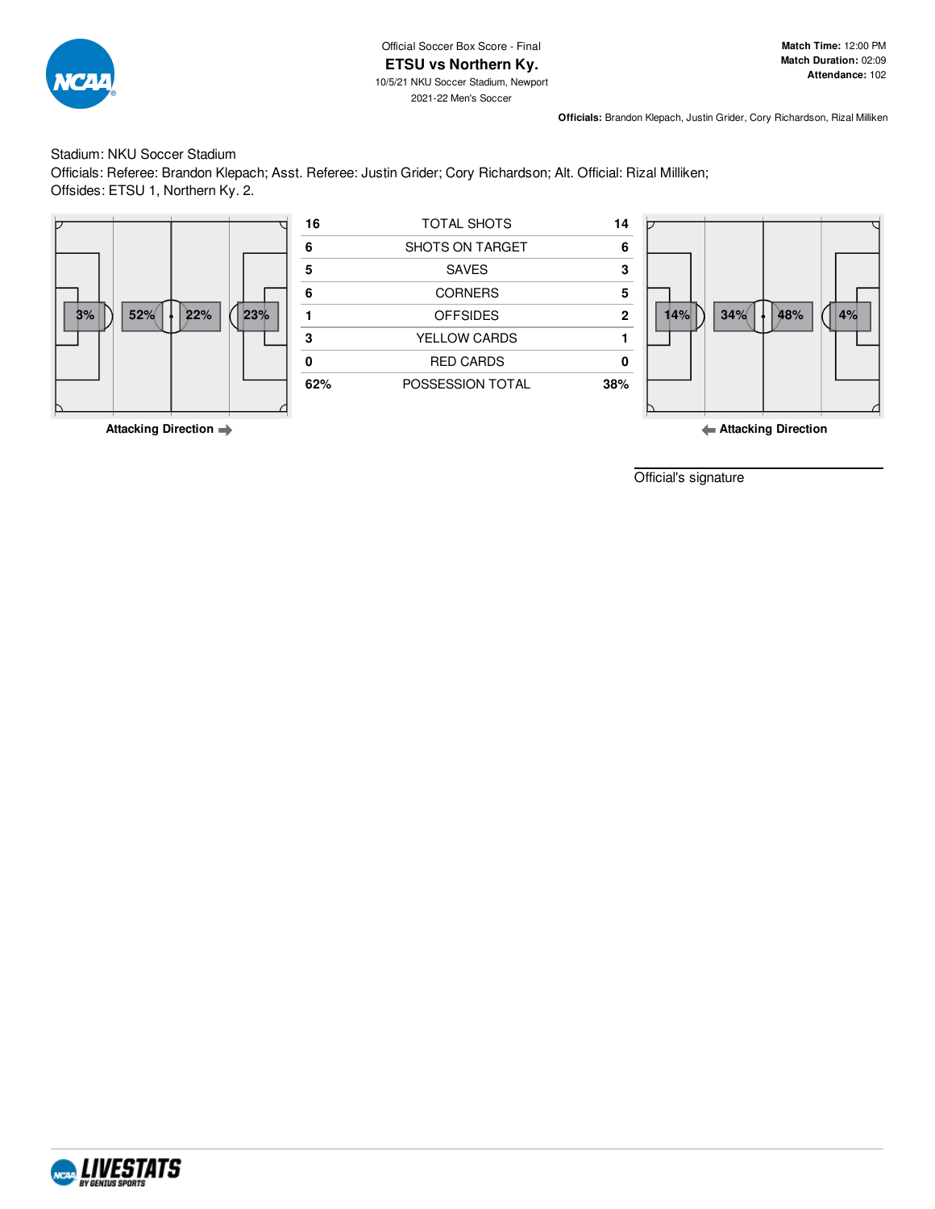Official Soccer Box Score - Final

# ETSU vs Northern Ky.

10/5/21 NKU Soccer Stadium, Newport

2021-22 Men's Soccer

**Match Time:** 12:00 PM
**Match Duration:** 02:09
**Attendance:** 102

**Officials:** Brandon Klepach, Justin Grider, Cory Richardson, Rizal Milliken

Stadium: NKU Soccer Stadium
Officials: Referee: Brandon Klepach; Asst. Referee: Justin Grider; Cory Richardson; Alt. Official: Rizal Milliken;
Offsides: ETSU 1, Northern Ky. 2.

ETSU possession by zone (Attacking Direction →): 3% | 52% | 22% | 23%

| ETSU | | Northern Ky. |
|---|---|---|
| 16 | TOTAL SHOTS | 14 |
| 6 | SHOTS ON TARGET | 6 |
| 5 | SAVES | 3 |
| 6 | CORNERS | 5 |
| 1 | OFFSIDES | 2 |
| 3 | YELLOW CARDS | 1 |
| 0 | RED CARDS | 0 |
| 62% | POSSESSION TOTAL | 38% |

Northern Ky. possession by zone (← Attacking Direction): 14% | 34% | 48% | 4%

Official's signature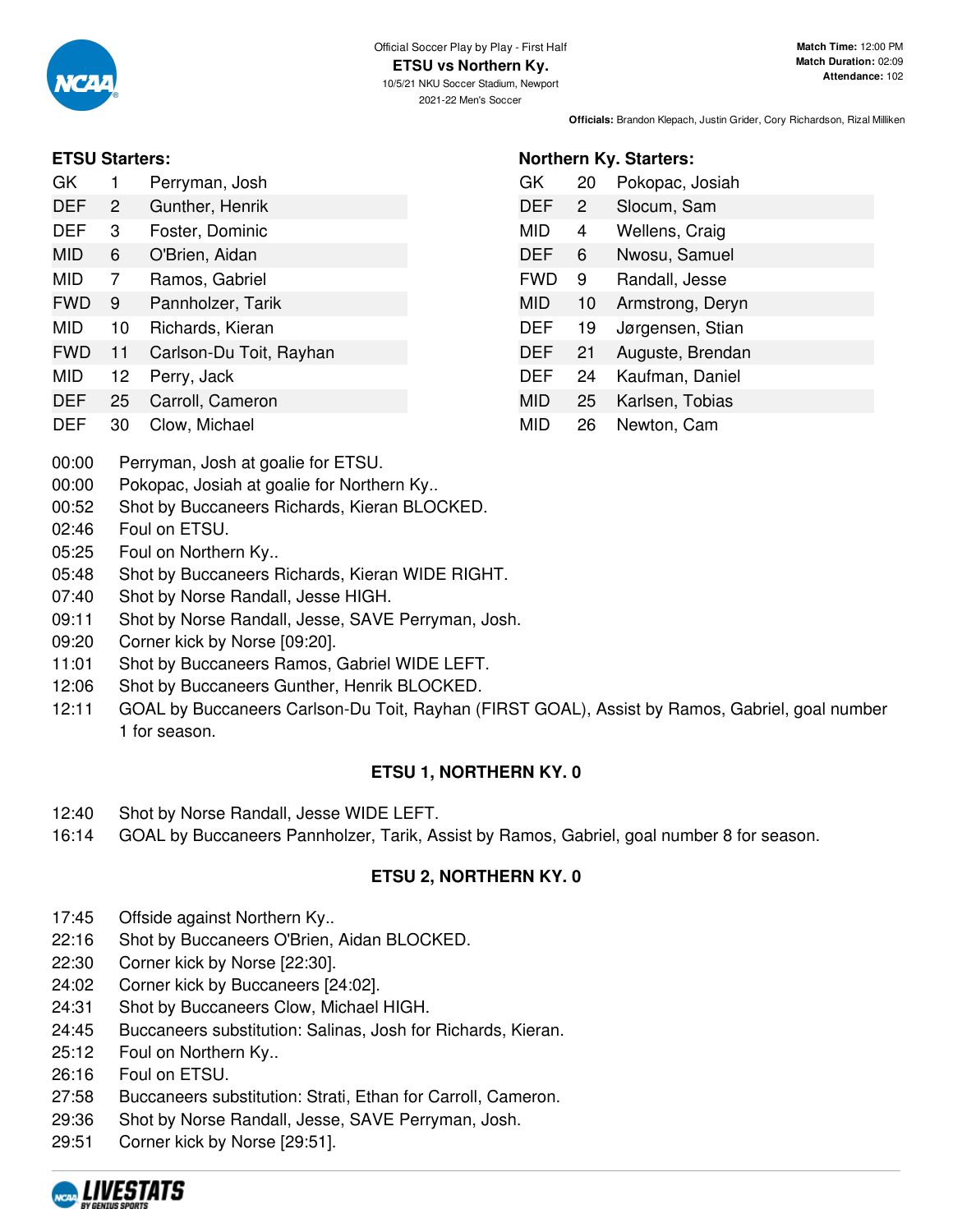Official Soccer Play by Play - First Half

**ETSU vs Northern Ky.**

10/5/21 NKU Soccer Stadium, Newport

2021-22 Men's Soccer

**Match Time:** 12:00 PM
**Match Duration:** 02:09
**Attendance:** 102

**Officials:** Brandon Klepach, Justin Grider, Cory Richardson, Rizal Milliken

### ETSU Starters:

| Pos | # | Name |
|---|---|---|
| GK | 1 | Perryman, Josh |
| DEF | 2 | Gunther, Henrik |
| DEF | 3 | Foster, Dominic |
| MID | 6 | O'Brien, Aidan |
| MID | 7 | Ramos, Gabriel |
| FWD | 9 | Pannholzer, Tarik |
| MID | 10 | Richards, Kieran |
| FWD | 11 | Carlson-Du Toit, Rayhan |
| MID | 12 | Perry, Jack |
| DEF | 25 | Carroll, Cameron |
| DEF | 30 | Clow, Michael |

### Northern Ky. Starters:

| Pos | # | Name |
|---|---|---|
| GK | 20 | Pokopac, Josiah |
| DEF | 2 | Slocum, Sam |
| MID | 4 | Wellens, Craig |
| DEF | 6 | Nwosu, Samuel |
| FWD | 9 | Randall, Jesse |
| MID | 10 | Armstrong, Deryn |
| DEF | 19 | Jørgensen, Stian |
| DEF | 21 | Auguste, Brendan |
| DEF | 24 | Kaufman, Daniel |
| MID | 25 | Karlsen, Tobias |
| MID | 26 | Newton, Cam |

| Time | Play |
|---|---|
| 00:00 | Perryman, Josh at goalie for ETSU. |
| 00:00 | Pokopac, Josiah at goalie for Northern Ky.. |
| 00:52 | Shot by Buccaneers Richards, Kieran BLOCKED. |
| 02:46 | Foul on ETSU. |
| 05:25 | Foul on Northern Ky.. |
| 05:48 | Shot by Buccaneers Richards, Kieran WIDE RIGHT. |
| 07:40 | Shot by Norse Randall, Jesse HIGH. |
| 09:11 | Shot by Norse Randall, Jesse, SAVE Perryman, Josh. |
| 09:20 | Corner kick by Norse [09:20]. |
| 11:01 | Shot by Buccaneers Ramos, Gabriel WIDE LEFT. |
| 12:06 | Shot by Buccaneers Gunther, Henrik BLOCKED. |
| 12:11 | GOAL by Buccaneers Carlson-Du Toit, Rayhan (FIRST GOAL), Assist by Ramos, Gabriel, goal number 1 for season. |

**ETSU 1, NORTHERN KY. 0**

| Time | Play |
|---|---|
| 12:40 | Shot by Norse Randall, Jesse WIDE LEFT. |
| 16:14 | GOAL by Buccaneers Pannholzer, Tarik, Assist by Ramos, Gabriel, goal number 8 for season. |

**ETSU 2, NORTHERN KY. 0**

| Time | Play |
|---|---|
| 17:45 | Offside against Northern Ky.. |
| 22:16 | Shot by Buccaneers O'Brien, Aidan BLOCKED. |
| 22:30 | Corner kick by Norse [22:30]. |
| 24:02 | Corner kick by Buccaneers [24:02]. |
| 24:31 | Shot by Buccaneers Clow, Michael HIGH. |
| 24:45 | Buccaneers substitution: Salinas, Josh for Richards, Kieran. |
| 25:12 | Foul on Northern Ky.. |
| 26:16 | Foul on ETSU. |
| 27:58 | Buccaneers substitution: Strati, Ethan for Carroll, Cameron. |
| 29:36 | Shot by Norse Randall, Jesse, SAVE Perryman, Josh. |
| 29:51 | Corner kick by Norse [29:51]. |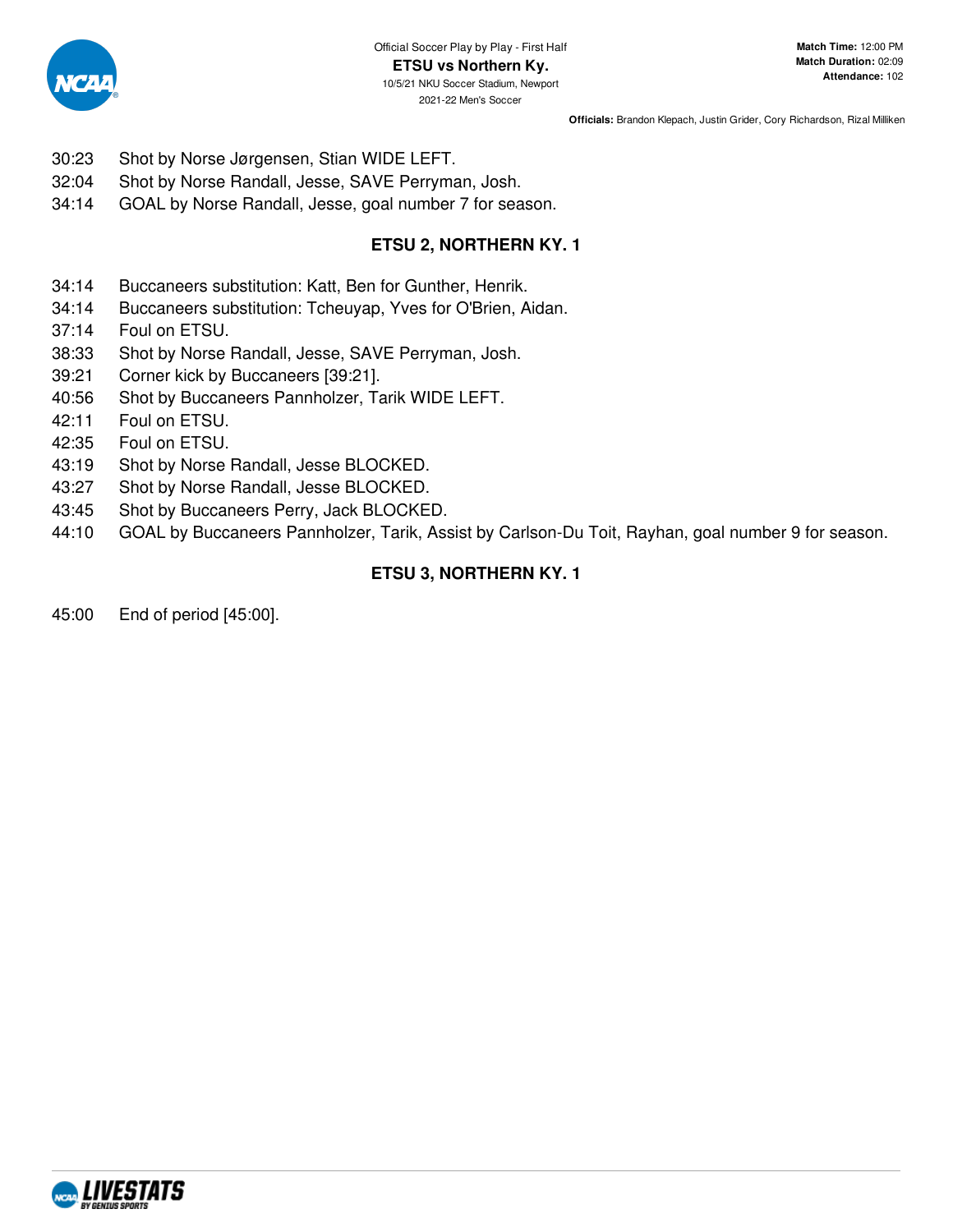30:23 Shot by Norse Jørgensen, Stian WIDE LEFT.
32:04 Shot by Norse Randall, Jesse, SAVE Perryman, Josh.
34:14 GOAL by Norse Randall, Jesse, goal number 7 for season.

**ETSU 2, NORTHERN KY. 1**

34:14 Buccaneers substitution: Katt, Ben for Gunther, Henrik.
34:14 Buccaneers substitution: Tcheuyap, Yves for O'Brien, Aidan.
37:14 Foul on ETSU.
38:33 Shot by Norse Randall, Jesse, SAVE Perryman, Josh.
39:21 Corner kick by Buccaneers [39:21].
40:56 Shot by Buccaneers Pannholzer, Tarik WIDE LEFT.
42:11 Foul on ETSU.
42:35 Foul on ETSU.
43:19 Shot by Norse Randall, Jesse BLOCKED.
43:27 Shot by Norse Randall, Jesse BLOCKED.
43:45 Shot by Buccaneers Perry, Jack BLOCKED.
44:10 GOAL by Buccaneers Pannholzer, Tarik, Assist by Carlson-Du Toit, Rayhan, goal number 9 for season.

**ETSU 3, NORTHERN KY. 1**

45:00 End of period [45:00].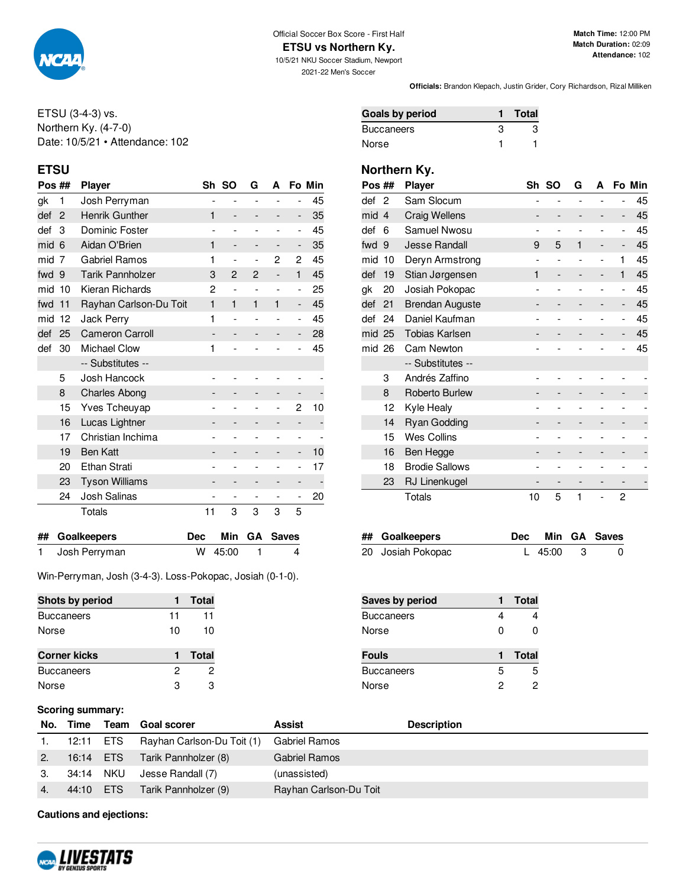Official Soccer Box Score - First Half

# ETSU vs Northern Ky.

10/5/21 NKU Soccer Stadium, Newport

2021-22 Men's Soccer

**Match Time:** 12:00 PM
**Match Duration:** 02:09
**Attendance:** 102

**Officials:** Brandon Klepach, Justin Grider, Cory Richardson, Rizal Milliken

ETSU (3-4-3) vs.
Northern Ky. (4-7-0)
Date: 10/5/21 • Attendance: 102

| Goals by period | 1 | Total |
|---|---|---|
| Buccaneers | 3 | 3 |
| Norse | 1 | 1 |

## ETSU

| Pos | ## | Player | Sh | SO | G | A | Fo | Min |
|---|---|---|---|---|---|---|---|---|
| gk | 1 | Josh Perryman | - | - | - | - | - | 45 |
| def | 2 | Henrik Gunther | 1 | - | - | - | - | 35 |
| def | 3 | Dominic Foster | - | - | - | - | - | 45 |
| mid | 6 | Aidan O'Brien | 1 | - | - | - | - | 35 |
| mid | 7 | Gabriel Ramos | 1 | - | - | 2 | 2 | 45 |
| fwd | 9 | Tarik Pannholzer | 3 | 2 | 2 | - | 1 | 45 |
| mid | 10 | Kieran Richards | 2 | - | - | - | - | 25 |
| fwd | 11 | Rayhan Carlson-Du Toit | 1 | 1 | 1 | 1 | - | 45 |
| mid | 12 | Jack Perry | 1 | - | - | - | - | 45 |
| def | 25 | Cameron Carroll | - | - | - | - | - | 28 |
| def | 30 | Michael Clow | 1 | - | - | - | - | 45 |
| | | -- Substitutes -- | | | | | | |
| | 5 | Josh Hancock | - | - | - | - | - | - |
| | 8 | Charles Abong | - | - | - | - | - | - |
| | 15 | Yves Tcheuyap | - | - | - | - | 2 | 10 |
| | 16 | Lucas Lightner | - | - | - | - | - | - |
| | 17 | Christian Inchima | - | - | - | - | - | - |
| | 19 | Ben Katt | - | - | - | - | - | 10 |
| | 20 | Ethan Strati | - | - | - | - | - | 17 |
| | 23 | Tyson Williams | - | - | - | - | - | - |
| | 24 | Josh Salinas | - | - | - | - | - | 20 |
| | | Totals | 11 | 3 | 3 | 3 | 5 | |

## Northern Ky.

| Pos | ## | Player | Sh | SO | G | A | Fo | Min |
|---|---|---|---|---|---|---|---|---|
| def | 2 | Sam Slocum | - | - | - | - | - | 45 |
| mid | 4 | Craig Wellens | - | - | - | - | - | 45 |
| def | 6 | Samuel Nwosu | - | - | - | - | - | 45 |
| fwd | 9 | Jesse Randall | 9 | 5 | 1 | - | - | 45 |
| mid | 10 | Deryn Armstrong | - | - | - | - | 1 | 45 |
| def | 19 | Stian Jørgensen | 1 | - | - | - | 1 | 45 |
| gk | 20 | Josiah Pokopac | - | - | - | - | - | 45 |
| def | 21 | Brendan Auguste | - | - | - | - | - | 45 |
| def | 24 | Daniel Kaufman | - | - | - | - | - | 45 |
| mid | 25 | Tobias Karlsen | - | - | - | - | - | 45 |
| mid | 26 | Cam Newton | - | - | - | - | - | 45 |
| | | -- Substitutes -- | | | | | | |
| | 3 | Andrés Zaffino | - | - | - | - | - | - |
| | 8 | Roberto Burlew | - | - | - | - | - | - |
| | 12 | Kyle Healy | - | - | - | - | - | - |
| | 14 | Ryan Godding | - | - | - | - | - | - |
| | 15 | Wes Collins | - | - | - | - | - | - |
| | 16 | Ben Hegge | - | - | - | - | - | - |
| | 18 | Brodie Sallows | - | - | - | - | - | - |
| | 23 | RJ Linenkugel | - | - | - | - | - | - |
| | | Totals | 10 | 5 | 1 | - | 2 | |

| ## | Goalkeepers | Dec | Min | GA | Saves |
|---|---|---|---|---|---|
| 1 | Josh Perryman | W | 45:00 | 1 | 4 |

| ## | Goalkeepers | Dec | Min | GA | Saves |
|---|---|---|---|---|---|
| 20 | Josiah Pokopac | L | 45:00 | 3 | 0 |

Win-Perryman, Josh (3-4-3). Loss-Pokopac, Josiah (0-1-0).

| Shots by period | 1 | Total |
|---|---|---|
| Buccaneers | 11 | 11 |
| Norse | 10 | 10 |

| Saves by period | 1 | Total |
|---|---|---|
| Buccaneers | 4 | 4 |
| Norse | 0 | 0 |

| Corner kicks | 1 | Total |
|---|---|---|
| Buccaneers | 2 | 2 |
| Norse | 3 | 3 |

| Fouls | 1 | Total |
|---|---|---|
| Buccaneers | 5 | 5 |
| Norse | 2 | 2 |

**Scoring summary:**

| No. | Time | Team | Goal scorer | Assist | Description |
|---|---|---|---|---|---|
| 1. | 12:11 | ETS | Rayhan Carlson-Du Toit (1) | Gabriel Ramos | |
| 2. | 16:14 | ETS | Tarik Pannholzer (8) | Gabriel Ramos | |
| 3. | 34:14 | NKU | Jesse Randall (7) | (unassisted) | |
| 4. | 44:10 | ETS | Tarik Pannholzer (9) | Rayhan Carlson-Du Toit | |

**Cautions and ejections:**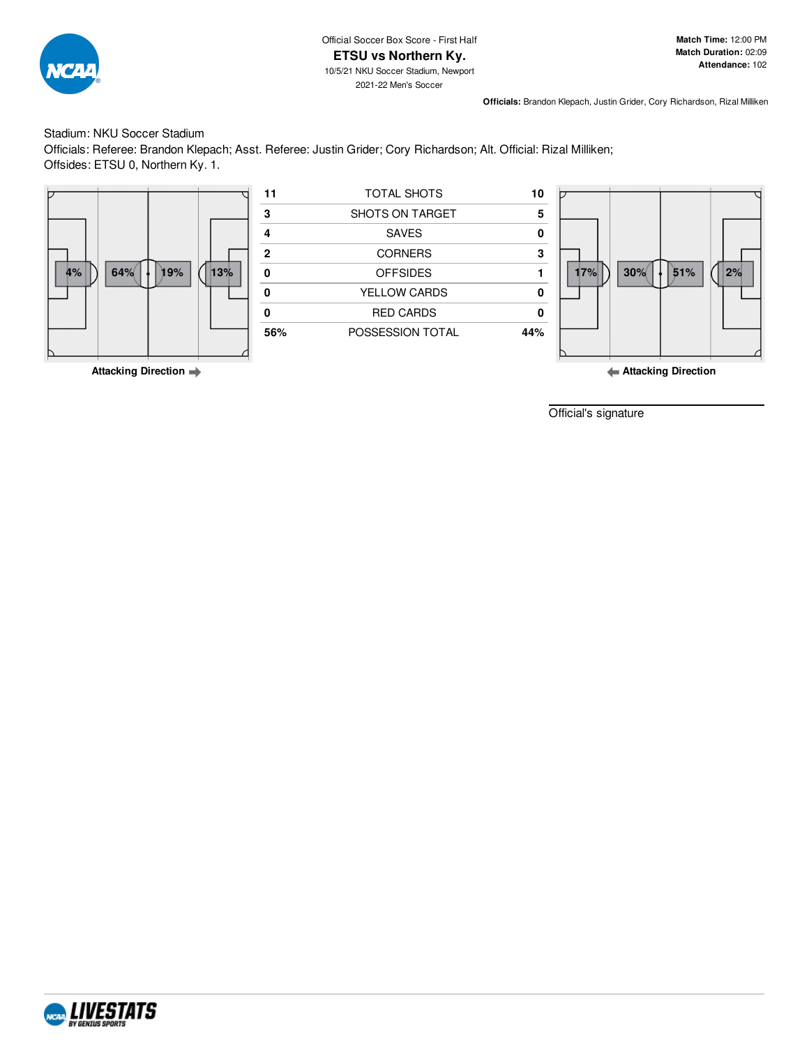Official Soccer Box Score - First Half

# ETSU vs Northern Ky.

10/5/21 NKU Soccer Stadium, Newport

2021-22 Men's Soccer

**Match Time:** 12:00 PM
**Match Duration:** 02:09
**Attendance:** 102

**Officials:** Brandon Klepach, Justin Grider, Cory Richardson, Rizal Milliken

Stadium: NKU Soccer Stadium
Officials: Referee: Brandon Klepach; Asst. Referee: Justin Grider; Cory Richardson; Alt. Official: Rizal Milliken;
Offsides: ETSU 0, Northern Ky. 1.

ETSU field zones: 4% | 64% | 19% | 13% — **Attacking Direction** →

| ETSU | | Northern Ky. |
|---|---|---|
| 11 | TOTAL SHOTS | 10 |
| 3 | SHOTS ON TARGET | 5 |
| 4 | SAVES | 0 |
| 2 | CORNERS | 3 |
| 0 | OFFSIDES | 1 |
| 0 | YELLOW CARDS | 0 |
| 0 | RED CARDS | 0 |
| 56% | POSSESSION TOTAL | 44% |

Northern Ky. field zones: 17% | 30% | 51% | 2% — ← **Attacking Direction**

Official's signature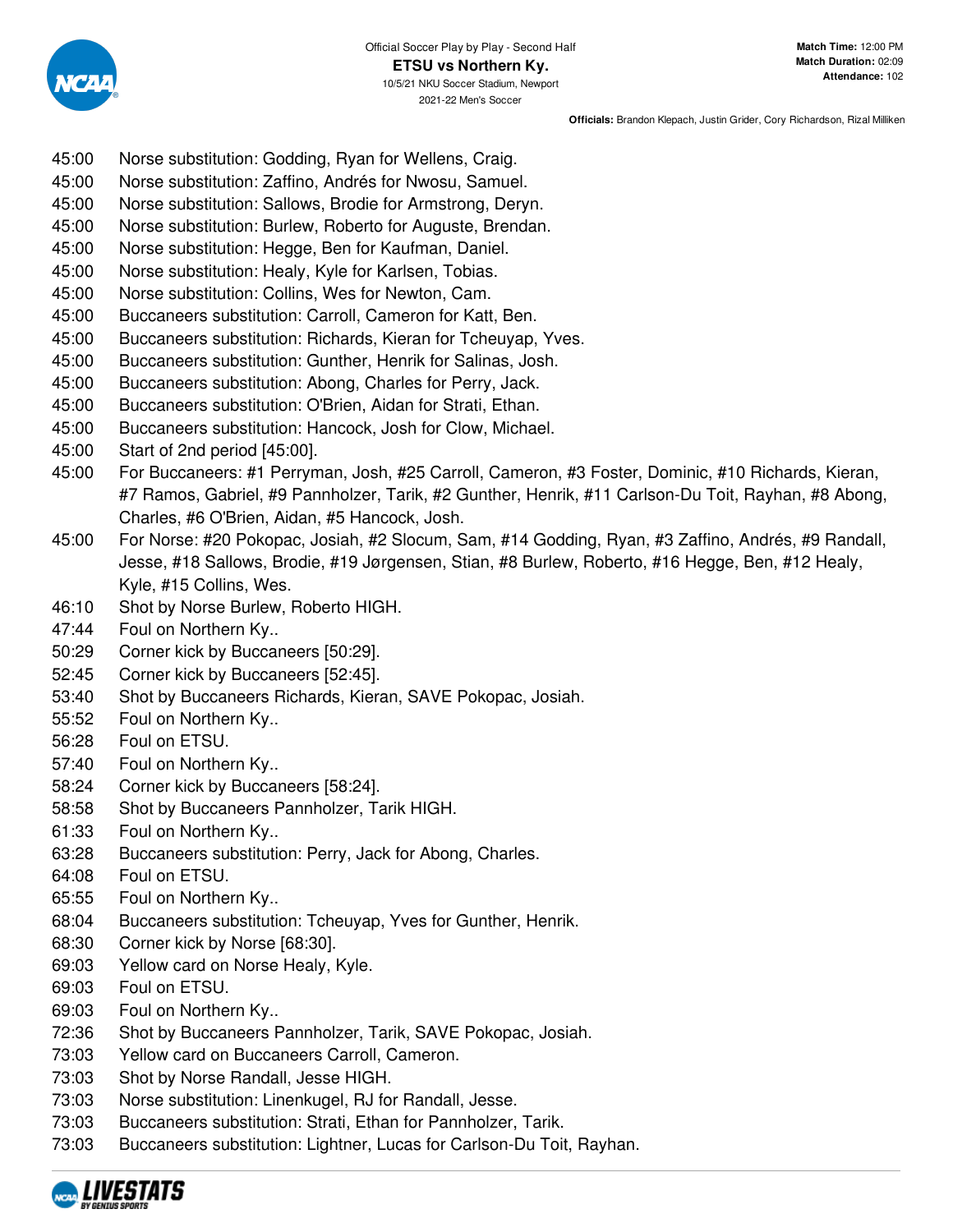Official Soccer Play by Play - Second Half

**ETSU vs Northern Ky.**

10/5/21 NKU Soccer Stadium, Newport

2021-22 Men's Soccer

**Match Time:** 12:00 PM
**Match Duration:** 02:09
**Attendance:** 102

**Officials:** Brandon Klepach, Justin Grider, Cory Richardson, Rizal Milliken

| Time | Play |
|---|---|
| 45:00 | Norse substitution: Godding, Ryan for Wellens, Craig. |
| 45:00 | Norse substitution: Zaffino, Andrés for Nwosu, Samuel. |
| 45:00 | Norse substitution: Sallows, Brodie for Armstrong, Deryn. |
| 45:00 | Norse substitution: Burlew, Roberto for Auguste, Brendan. |
| 45:00 | Norse substitution: Hegge, Ben for Kaufman, Daniel. |
| 45:00 | Norse substitution: Healy, Kyle for Karlsen, Tobias. |
| 45:00 | Norse substitution: Collins, Wes for Newton, Cam. |
| 45:00 | Buccaneers substitution: Carroll, Cameron for Katt, Ben. |
| 45:00 | Buccaneers substitution: Richards, Kieran for Tcheuyap, Yves. |
| 45:00 | Buccaneers substitution: Gunther, Henrik for Salinas, Josh. |
| 45:00 | Buccaneers substitution: Abong, Charles for Perry, Jack. |
| 45:00 | Buccaneers substitution: O'Brien, Aidan for Strati, Ethan. |
| 45:00 | Buccaneers substitution: Hancock, Josh for Clow, Michael. |
| 45:00 | Start of 2nd period [45:00]. |
| 45:00 | For Buccaneers: #1 Perryman, Josh, #25 Carroll, Cameron, #3 Foster, Dominic, #10 Richards, Kieran, #7 Ramos, Gabriel, #9 Pannholzer, Tarik, #2 Gunther, Henrik, #11 Carlson-Du Toit, Rayhan, #8 Abong, Charles, #6 O'Brien, Aidan, #5 Hancock, Josh. |
| 45:00 | For Norse: #20 Pokopac, Josiah, #2 Slocum, Sam, #14 Godding, Ryan, #3 Zaffino, Andrés, #9 Randall, Jesse, #18 Sallows, Brodie, #19 Jørgensen, Stian, #8 Burlew, Roberto, #16 Hegge, Ben, #12 Healy, Kyle, #15 Collins, Wes. |
| 46:10 | Shot by Norse Burlew, Roberto HIGH. |
| 47:44 | Foul on Northern Ky.. |
| 50:29 | Corner kick by Buccaneers [50:29]. |
| 52:45 | Corner kick by Buccaneers [52:45]. |
| 53:40 | Shot by Buccaneers Richards, Kieran, SAVE Pokopac, Josiah. |
| 55:52 | Foul on Northern Ky.. |
| 56:28 | Foul on ETSU. |
| 57:40 | Foul on Northern Ky.. |
| 58:24 | Corner kick by Buccaneers [58:24]. |
| 58:58 | Shot by Buccaneers Pannholzer, Tarik HIGH. |
| 61:33 | Foul on Northern Ky.. |
| 63:28 | Buccaneers substitution: Perry, Jack for Abong, Charles. |
| 64:08 | Foul on ETSU. |
| 65:55 | Foul on Northern Ky.. |
| 68:04 | Buccaneers substitution: Tcheuyap, Yves for Gunther, Henrik. |
| 68:30 | Corner kick by Norse [68:30]. |
| 69:03 | Yellow card on Norse Healy, Kyle. |
| 69:03 | Foul on ETSU. |
| 69:03 | Foul on Northern Ky.. |
| 72:36 | Shot by Buccaneers Pannholzer, Tarik, SAVE Pokopac, Josiah. |
| 73:03 | Yellow card on Buccaneers Carroll, Cameron. |
| 73:03 | Shot by Norse Randall, Jesse HIGH. |
| 73:03 | Norse substitution: Linenkugel, RJ for Randall, Jesse. |
| 73:03 | Buccaneers substitution: Strati, Ethan for Pannholzer, Tarik. |
| 73:03 | Buccaneers substitution: Lightner, Lucas for Carlson-Du Toit, Rayhan. |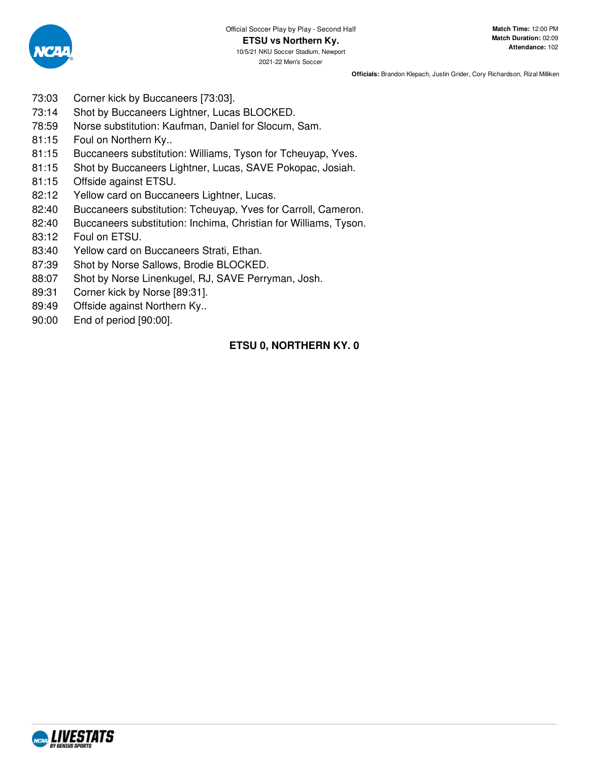Official Soccer Play by Play - Second Half

**ETSU vs Northern Ky.**

10/5/21 NKU Soccer Stadium, Newport

2021-22 Men's Soccer

**Match Time:** 12:00 PM
**Match Duration:** 02:09
**Attendance:** 102

**Officials:** Brandon Klepach, Justin Grider, Cory Richardson, Rizal Milliken

| | |
|---|---|
| 73:03 | Corner kick by Buccaneers [73:03]. |
| 73:14 | Shot by Buccaneers Lightner, Lucas BLOCKED. |
| 78:59 | Norse substitution: Kaufman, Daniel for Slocum, Sam. |
| 81:15 | Foul on Northern Ky.. |
| 81:15 | Buccaneers substitution: Williams, Tyson for Tcheuyap, Yves. |
| 81:15 | Shot by Buccaneers Lightner, Lucas, SAVE Pokopac, Josiah. |
| 81:15 | Offside against ETSU. |
| 82:12 | Yellow card on Buccaneers Lightner, Lucas. |
| 82:40 | Buccaneers substitution: Tcheuyap, Yves for Carroll, Cameron. |
| 82:40 | Buccaneers substitution: Inchima, Christian for Williams, Tyson. |
| 83:12 | Foul on ETSU. |
| 83:40 | Yellow card on Buccaneers Strati, Ethan. |
| 87:39 | Shot by Norse Sallows, Brodie BLOCKED. |
| 88:07 | Shot by Norse Linenkugel, RJ, SAVE Perryman, Josh. |
| 89:31 | Corner kick by Norse [89:31]. |
| 89:49 | Offside against Northern Ky.. |
| 90:00 | End of period [90:00]. |

**ETSU 0, NORTHERN KY. 0**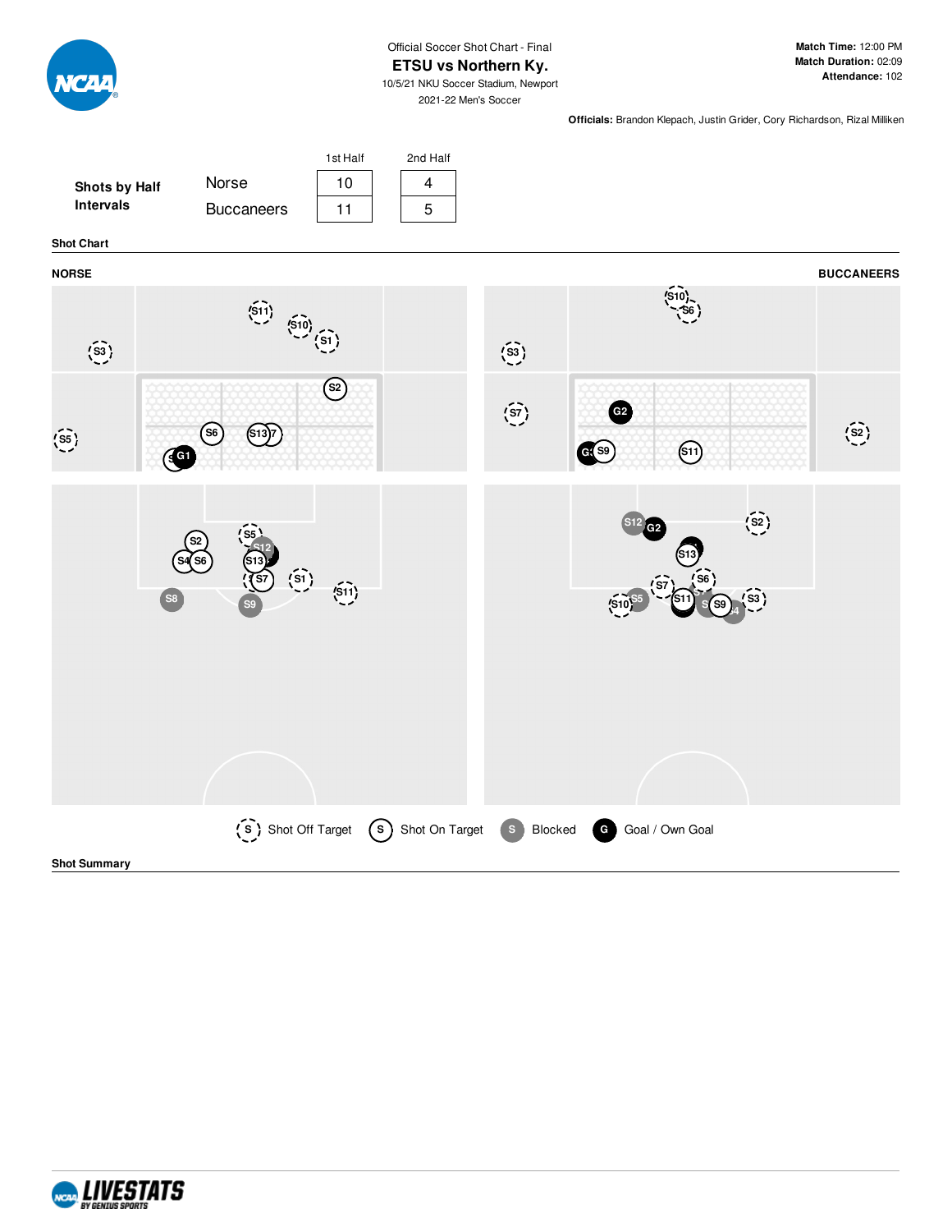Official Soccer Shot Chart - Final

# ETSU vs Northern Ky.

10/5/21 NKU Soccer Stadium, Newport

2021-22 Men's Soccer

**Match Time:** 12:00 PM
**Match Duration:** 02:09
**Attendance:** 102

**Officials:** Brandon Klepach, Justin Grider, Cory Richardson, Rizal Milliken

**Shots by Half Intervals**

| | 1st Half | 2nd Half |
|---|---|---|
| Norse | 10 | 4 |
| Buccaneers | 11 | 5 |

**Shot Chart**

**NORSE** | **BUCCANEERS**

S Shot Off Target | S Shot On Target | S Blocked | G Goal / Own Goal

**Shot Summary**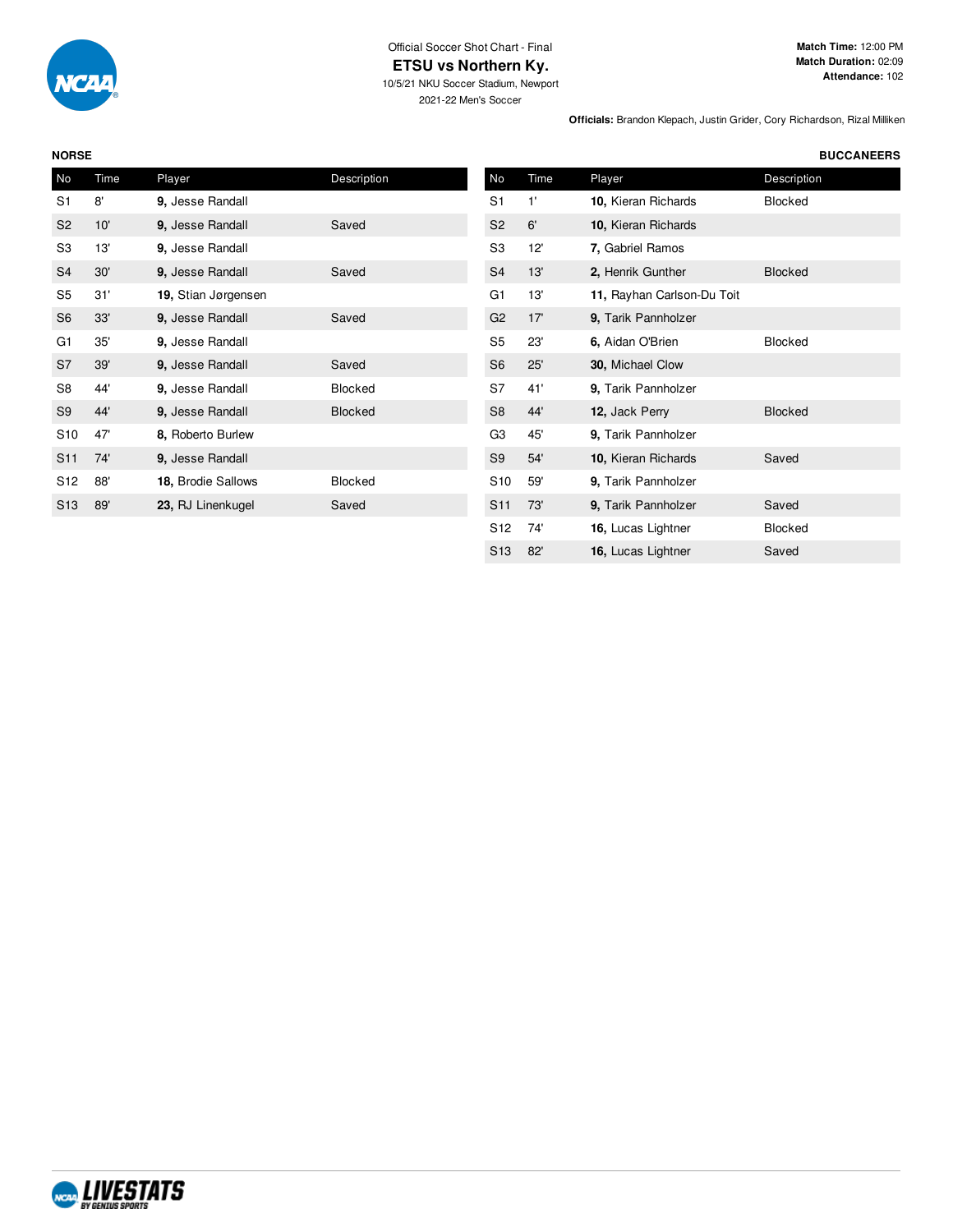Official Soccer Shot Chart - Final

# ETSU vs Northern Ky.

10/5/21 NKU Soccer Stadium, Newport

2021-22 Men's Soccer

**Match Time:** 12:00 PM
**Match Duration:** 02:09
**Attendance:** 102

**Officials:** Brandon Klepach, Justin Grider, Cory Richardson, Rizal Milliken

### NORSE

| No | Time | Player | Description |
|---|---|---|---|
| S1 | 8' | **9,** Jesse Randall | |
| S2 | 10' | **9,** Jesse Randall | Saved |
| S3 | 13' | **9,** Jesse Randall | |
| S4 | 30' | **9,** Jesse Randall | Saved |
| S5 | 31' | **19,** Stian Jørgensen | |
| S6 | 33' | **9,** Jesse Randall | Saved |
| G1 | 35' | **9,** Jesse Randall | |
| S7 | 39' | **9,** Jesse Randall | Saved |
| S8 | 44' | **9,** Jesse Randall | Blocked |
| S9 | 44' | **9,** Jesse Randall | Blocked |
| S10 | 47' | **8,** Roberto Burlew | |
| S11 | 74' | **9,** Jesse Randall | |
| S12 | 88' | **18,** Brodie Sallows | Blocked |
| S13 | 89' | **23,** RJ Linenkugel | Saved |

### BUCCANEERS

| No | Time | Player | Description |
|---|---|---|---|
| S1 | 1' | **10,** Kieran Richards | Blocked |
| S2 | 6' | **10,** Kieran Richards | |
| S3 | 12' | **7,** Gabriel Ramos | |
| S4 | 13' | **2,** Henrik Gunther | Blocked |
| G1 | 13' | **11,** Rayhan Carlson-Du Toit | |
| G2 | 17' | **9,** Tarik Pannholzer | |
| S5 | 23' | **6,** Aidan O'Brien | Blocked |
| S6 | 25' | **30,** Michael Clow | |
| S7 | 41' | **9,** Tarik Pannholzer | |
| S8 | 44' | **12,** Jack Perry | Blocked |
| G3 | 45' | **9,** Tarik Pannholzer | |
| S9 | 54' | **10,** Kieran Richards | Saved |
| S10 | 59' | **9,** Tarik Pannholzer | |
| S11 | 73' | **9,** Tarik Pannholzer | Saved |
| S12 | 74' | **16,** Lucas Lightner | Blocked |
| S13 | 82' | **16,** Lucas Lightner | Saved |